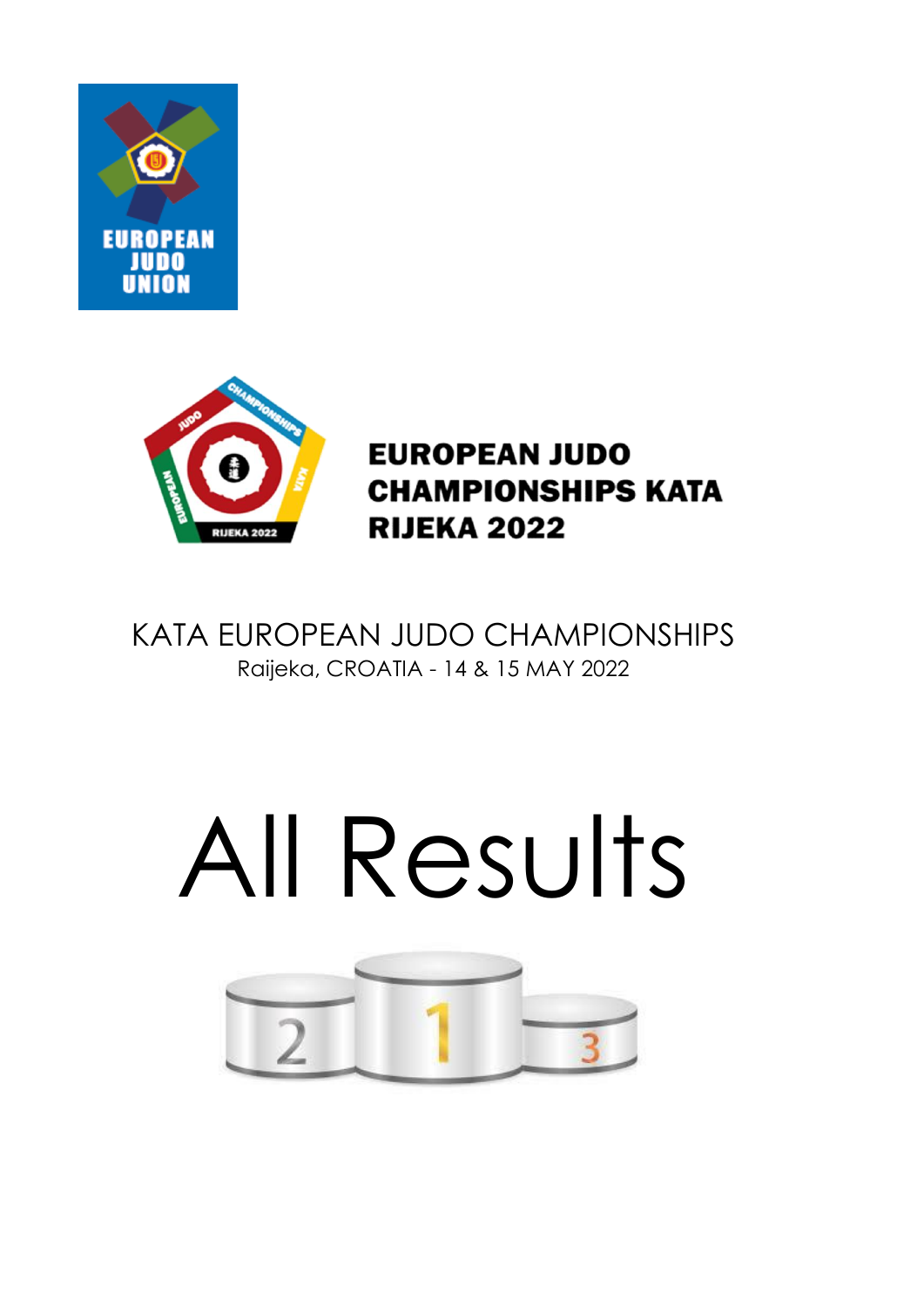EUROPEAN JUDO UNION

**EUROPEAN JUDO CHAMPIONSHIPS KATA RIJEKA 2022**

KATA EUROPEAN JUDO CHAMPIONSHIPS

Raijeka, CROATIA - 14 & 15 MAY 2022

# All Results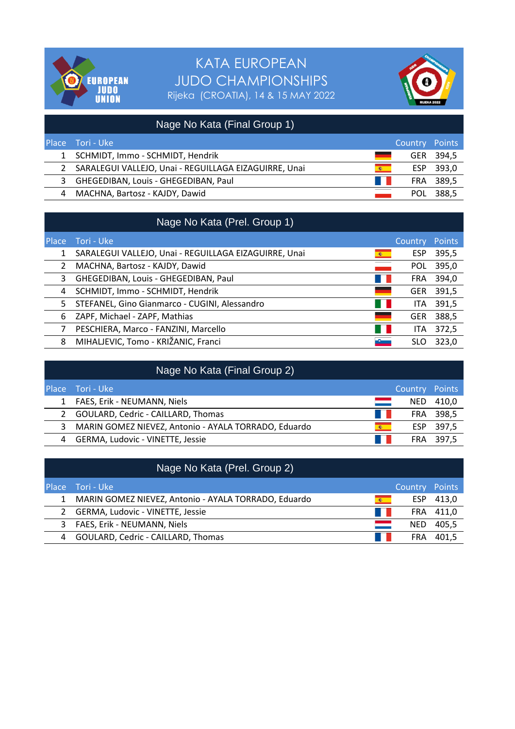# KATA EUROPEAN JUDO CHAMPIONSHIPS

Rijeka (CROATIA), 14 & 15 MAY 2022

## Nage No Kata (Final Group 1)

| Place | Tori - Uke | Country | Points |
|---|---|---|---|
| 1 | SCHMIDT, Immo - SCHMIDT, Hendrik | GER | 394,5 |
| 2 | SARALEGUI VALLEJO, Unai - REGUILLAGA EIZAGUIRRE, Unai | ESP | 393,0 |
| 3 | GHEGEDIBAN, Louis - GHEGEDIBAN, Paul | FRA | 389,5 |
| 4 | MACHNA, Bartosz - KAJDY, Dawid | POL | 388,5 |

## Nage No Kata (Prel. Group 1)

| Place | Tori - Uke | Country | Points |
|---|---|---|---|
| 1 | SARALEGUI VALLEJO, Unai - REGUILLAGA EIZAGUIRRE, Unai | ESP | 395,5 |
| 2 | MACHNA, Bartosz - KAJDY, Dawid | POL | 395,0 |
| 3 | GHEGEDIBAN, Louis - GHEGEDIBAN, Paul | FRA | 394,0 |
| 4 | SCHMIDT, Immo - SCHMIDT, Hendrik | GER | 391,5 |
| 5 | STEFANEL, Gino Gianmarco - CUGINI, Alessandro | ITA | 391,5 |
| 6 | ZAPF, Michael - ZAPF, Mathias | GER | 388,5 |
| 7 | PESCHIERA, Marco - FANZINI, Marcello | ITA | 372,5 |
| 8 | MIHALJEVIC, Tomo - KRIŽANIC, Franci | SLO | 323,0 |

## Nage No Kata (Final Group 2)

| Place | Tori - Uke | Country | Points |
|---|---|---|---|
| 1 | FAES, Erik - NEUMANN, Niels | NED | 410,0 |
| 2 | GOULARD, Cedric - CAILLARD, Thomas | FRA | 398,5 |
| 3 | MARIN GOMEZ NIEVEZ, Antonio - AYALA TORRADO, Eduardo | ESP | 397,5 |
| 4 | GERMA, Ludovic - VINETTE, Jessie | FRA | 397,5 |

## Nage No Kata (Prel. Group 2)

| Place | Tori - Uke | Country | Points |
|---|---|---|---|
| 1 | MARIN GOMEZ NIEVEZ, Antonio - AYALA TORRADO, Eduardo | ESP | 413,0 |
| 2 | GERMA, Ludovic - VINETTE, Jessie | FRA | 411,0 |
| 3 | FAES, Erik - NEUMANN, Niels | NED | 405,5 |
| 4 | GOULARD, Cedric - CAILLARD, Thomas | FRA | 401,5 |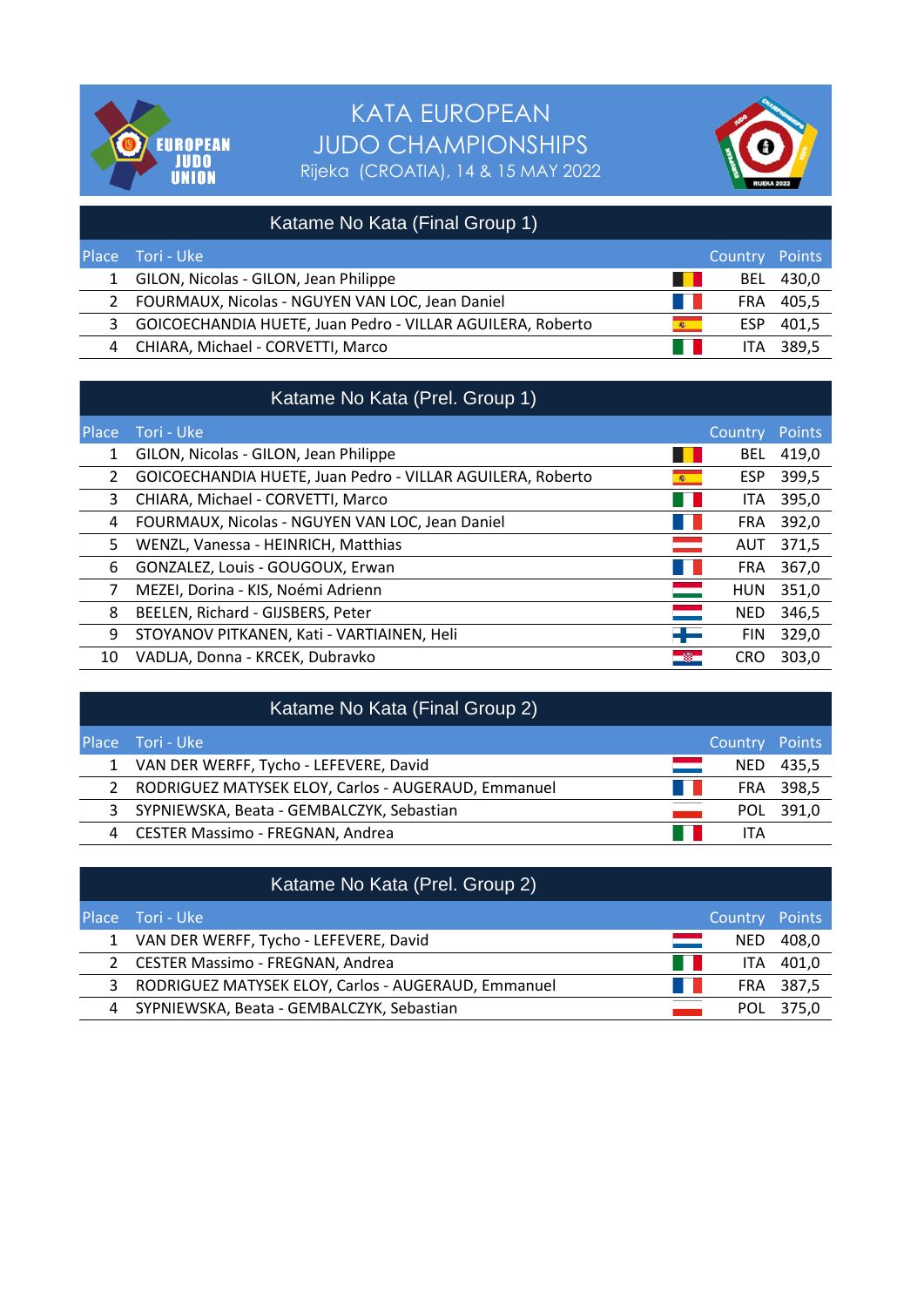# KATA EUROPEAN JUDO CHAMPIONSHIPS

Rijeka (CROATIA), 14 & 15 MAY 2022

## Katame No Kata (Final Group 1)

| Place | Tori - Uke | Country | Points |
|---|---|---|---|
| 1 | GILON, Nicolas - GILON, Jean Philippe | BEL | 430,0 |
| 2 | FOURMAUX, Nicolas - NGUYEN VAN LOC, Jean Daniel | FRA | 405,5 |
| 3 | GOICOECHANDIA HUETE, Juan Pedro - VILLAR AGUILERA, Roberto | ESP | 401,5 |
| 4 | CHIARA, Michael - CORVETTI, Marco | ITA | 389,5 |

## Katame No Kata (Prel. Group 1)

| Place | Tori - Uke | Country | Points |
|---|---|---|---|
| 1 | GILON, Nicolas - GILON, Jean Philippe | BEL | 419,0 |
| 2 | GOICOECHANDIA HUETE, Juan Pedro - VILLAR AGUILERA, Roberto | ESP | 399,5 |
| 3 | CHIARA, Michael - CORVETTI, Marco | ITA | 395,0 |
| 4 | FOURMAUX, Nicolas - NGUYEN VAN LOC, Jean Daniel | FRA | 392,0 |
| 5 | WENZL, Vanessa - HEINRICH, Matthias | AUT | 371,5 |
| 6 | GONZALEZ, Louis - GOUGOUX, Erwan | FRA | 367,0 |
| 7 | MEZEI, Dorina - KIS, Noémi Adrienn | HUN | 351,0 |
| 8 | BEELEN, Richard - GIJSBERS, Peter | NED | 346,5 |
| 9 | STOYANOV PITKANEN, Kati - VARTIAINEN, Heli | FIN | 329,0 |
| 10 | VADLJA, Donna - KRCEK, Dubravko | CRO | 303,0 |

## Katame No Kata (Final Group 2)

| Place | Tori - Uke | Country | Points |
|---|---|---|---|
| 1 | VAN DER WERFF, Tycho - LEFEVERE, David | NED | 435,5 |
| 2 | RODRIGUEZ MATYSEK ELOY, Carlos - AUGERAUD, Emmanuel | FRA | 398,5 |
| 3 | SYPNIEWSKA, Beata - GEMBALCZYK, Sebastian | POL | 391,0 |
| 4 | CESTER Massimo - FREGNAN, Andrea | ITA | |

## Katame No Kata (Prel. Group 2)

| Place | Tori - Uke | Country | Points |
|---|---|---|---|
| 1 | VAN DER WERFF, Tycho - LEFEVERE, David | NED | 408,0 |
| 2 | CESTER Massimo - FREGNAN, Andrea | ITA | 401,0 |
| 3 | RODRIGUEZ MATYSEK ELOY, Carlos - AUGERAUD, Emmanuel | FRA | 387,5 |
| 4 | SYPNIEWSKA, Beata - GEMBALCZYK, Sebastian | POL | 375,0 |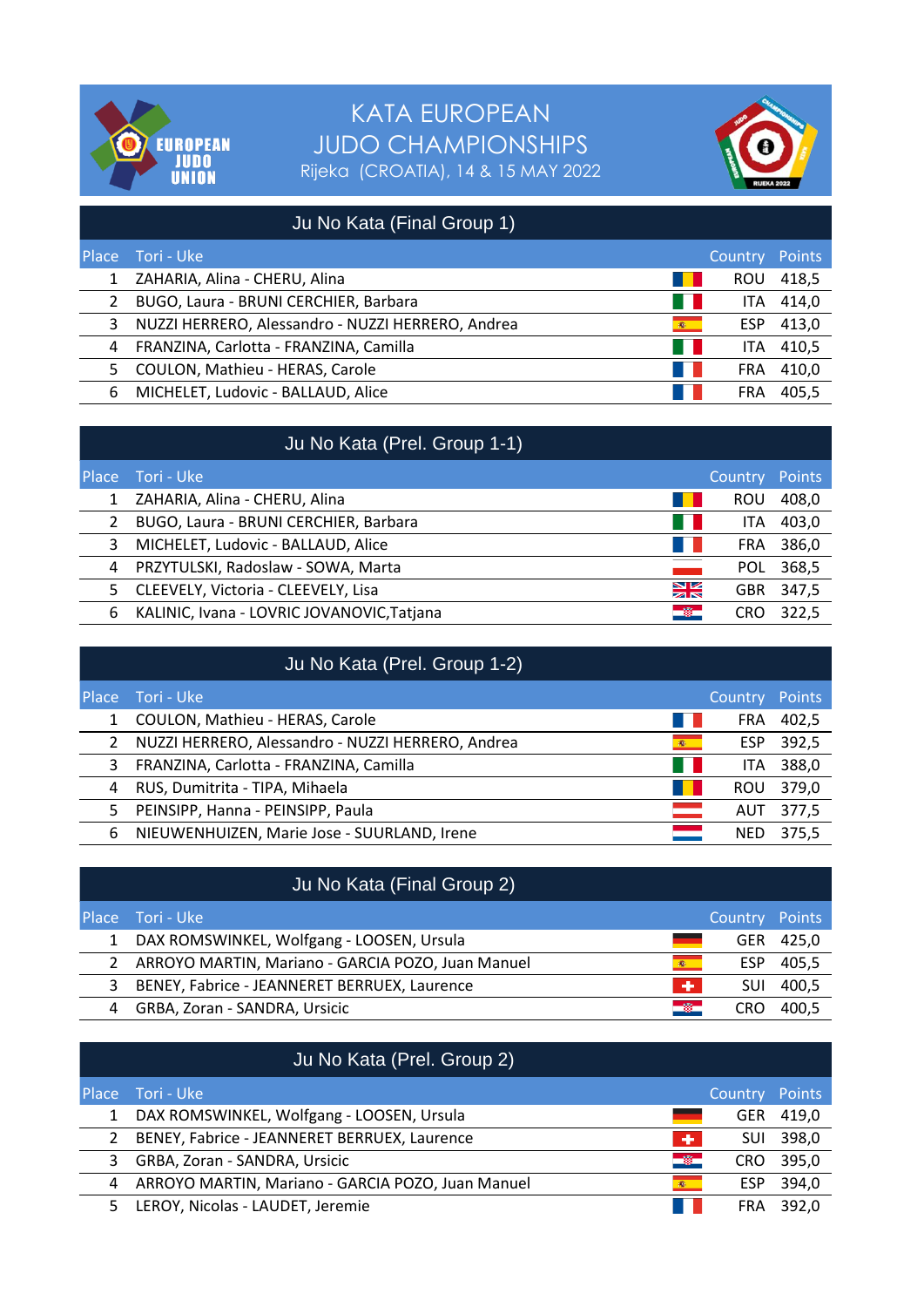# KATA EUROPEAN JUDO CHAMPIONSHIPS

Rijeka (CROATIA), 14 & 15 MAY 2022

## Ju No Kata (Final Group 1)

| Place | Tori - Uke | Country | Points |
|---|---|---|---|
| 1 | ZAHARIA, Alina - CHERU, Alina | ROU | 418,5 |
| 2 | BUGO, Laura - BRUNI CERCHIER, Barbara | ITA | 414,0 |
| 3 | NUZZI HERRERO, Alessandro - NUZZI HERRERO, Andrea | ESP | 413,0 |
| 4 | FRANZINA, Carlotta - FRANZINA, Camilla | ITA | 410,5 |
| 5 | COULON, Mathieu - HERAS, Carole | FRA | 410,0 |
| 6 | MICHELET, Ludovic - BALLAUD, Alice | FRA | 405,5 |

## Ju No Kata (Prel. Group 1-1)

| Place | Tori - Uke | Country | Points |
|---|---|---|---|
| 1 | ZAHARIA, Alina - CHERU, Alina | ROU | 408,0 |
| 2 | BUGO, Laura - BRUNI CERCHIER, Barbara | ITA | 403,0 |
| 3 | MICHELET, Ludovic - BALLAUD, Alice | FRA | 386,0 |
| 4 | PRZYTULSKI, Radoslaw - SOWA, Marta | POL | 368,5 |
| 5 | CLEEVELY, Victoria - CLEEVELY, Lisa | GBR | 347,5 |
| 6 | KALINIC, Ivana - LOVRIC JOVANOVIC,Tatjana | CRO | 322,5 |

## Ju No Kata (Prel. Group 1-2)

| Place | Tori - Uke | Country | Points |
|---|---|---|---|
| 1 | COULON, Mathieu - HERAS, Carole | FRA | 402,5 |
| 2 | NUZZI HERRERO, Alessandro - NUZZI HERRERO, Andrea | ESP | 392,5 |
| 3 | FRANZINA, Carlotta - FRANZINA, Camilla | ITA | 388,0 |
| 4 | RUS, Dumitrita - TIPA, Mihaela | ROU | 379,0 |
| 5 | PEINSIPP, Hanna - PEINSIPP, Paula | AUT | 377,5 |
| 6 | NIEUWENHUIZEN, Marie Jose - SUURLAND, Irene | NED | 375,5 |

## Ju No Kata (Final Group 2)

| Place | Tori - Uke | Country | Points |
|---|---|---|---|
| 1 | DAX ROMSWINKEL, Wolfgang - LOOSEN, Ursula | GER | 425,0 |
| 2 | ARROYO MARTIN, Mariano - GARCIA POZO, Juan Manuel | ESP | 405,5 |
| 3 | BENEY, Fabrice - JEANNERET BERRUEX, Laurence | SUI | 400,5 |
| 4 | GRBA, Zoran - SANDRA, Ursicic | CRO | 400,5 |

## Ju No Kata (Prel. Group 2)

| Place | Tori - Uke | Country | Points |
|---|---|---|---|
| 1 | DAX ROMSWINKEL, Wolfgang - LOOSEN, Ursula | GER | 419,0 |
| 2 | BENEY, Fabrice - JEANNERET BERRUEX, Laurence | SUI | 398,0 |
| 3 | GRBA, Zoran - SANDRA, Ursicic | CRO | 395,0 |
| 4 | ARROYO MARTIN, Mariano - GARCIA POZO, Juan Manuel | ESP | 394,0 |
| 5 | LEROY, Nicolas - LAUDET, Jeremie | FRA | 392,0 |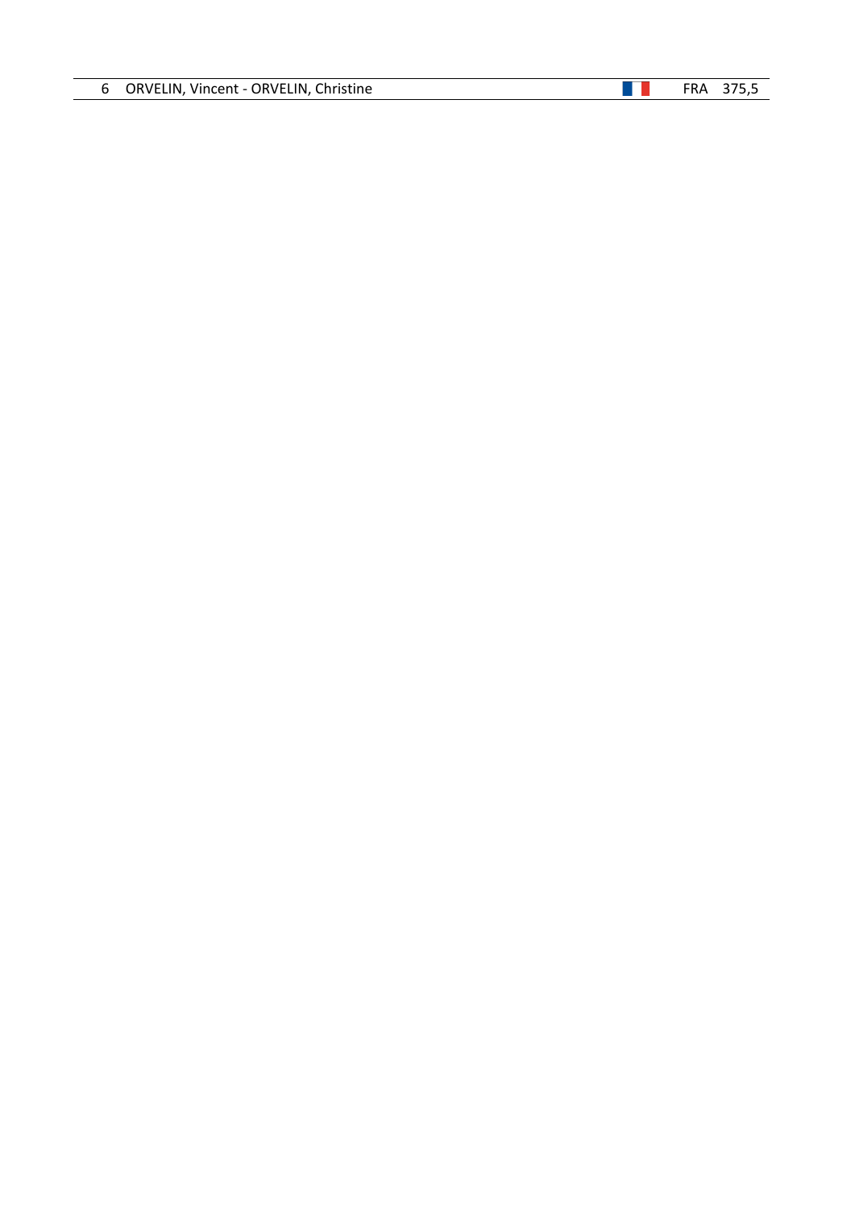| 6 | ORVELIN, Vincent - ORVELIN, Christine | | FRA | 375,5 |
|---|---|---|---|---|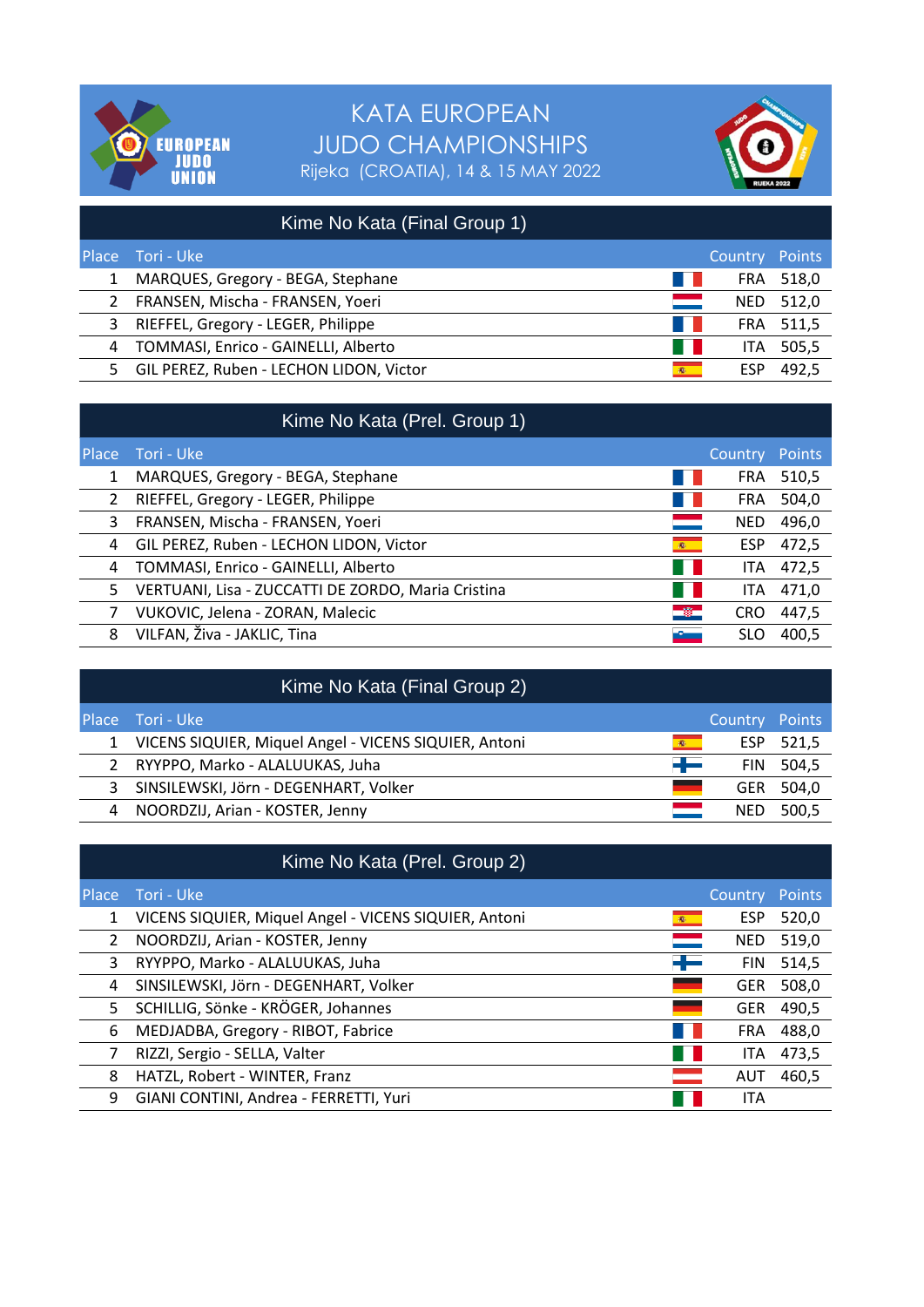# KATA EUROPEAN JUDO CHAMPIONSHIPS

Rijeka (CROATIA), 14 & 15 MAY 2022

## Kime No Kata (Final Group 1)

| Place | Tori - Uke | Country | Points |
|---|---|---|---|
| 1 | MARQUES, Gregory - BEGA, Stephane | FRA | 518,0 |
| 2 | FRANSEN, Mischa - FRANSEN, Yoeri | NED | 512,0 |
| 3 | RIEFFEL, Gregory - LEGER, Philippe | FRA | 511,5 |
| 4 | TOMMASI, Enrico - GAINELLI, Alberto | ITA | 505,5 |
| 5 | GIL PEREZ, Ruben - LECHON LIDON, Victor | ESP | 492,5 |

## Kime No Kata (Prel. Group 1)

| Place | Tori - Uke | Country | Points |
|---|---|---|---|
| 1 | MARQUES, Gregory - BEGA, Stephane | FRA | 510,5 |
| 2 | RIEFFEL, Gregory - LEGER, Philippe | FRA | 504,0 |
| 3 | FRANSEN, Mischa - FRANSEN, Yoeri | NED | 496,0 |
| 4 | GIL PEREZ, Ruben - LECHON LIDON, Victor | ESP | 472,5 |
| 4 | TOMMASI, Enrico - GAINELLI, Alberto | ITA | 472,5 |
| 5 | VERTUANI, Lisa - ZUCCATTI DE ZORDO, Maria Cristina | ITA | 471,0 |
| 7 | VUKOVIC, Jelena - ZORAN, Malecic | CRO | 447,5 |
| 8 | VILFAN, Živa - JAKLIC, Tina | SLO | 400,5 |

## Kime No Kata (Final Group 2)

| Place | Tori - Uke | Country | Points |
|---|---|---|---|
| 1 | VICENS SIQUIER, Miquel Angel - VICENS SIQUIER, Antoni | ESP | 521,5 |
| 2 | RYYPPO, Marko - ALALUUKAS, Juha | FIN | 504,5 |
| 3 | SINSILEWSKI, Jörn - DEGENHART, Volker | GER | 504,0 |
| 4 | NOORDZIJ, Arian - KOSTER, Jenny | NED | 500,5 |

## Kime No Kata (Prel. Group 2)

| Place | Tori - Uke | Country | Points |
|---|---|---|---|
| 1 | VICENS SIQUIER, Miquel Angel - VICENS SIQUIER, Antoni | ESP | 520,0 |
| 2 | NOORDZIJ, Arian - KOSTER, Jenny | NED | 519,0 |
| 3 | RYYPPO, Marko - ALALUUKAS, Juha | FIN | 514,5 |
| 4 | SINSILEWSKI, Jörn - DEGENHART, Volker | GER | 508,0 |
| 5 | SCHILLIG, Sönke - KRÖGER, Johannes | GER | 490,5 |
| 6 | MEDJADBA, Gregory - RIBOT, Fabrice | FRA | 488,0 |
| 7 | RIZZI, Sergio - SELLA, Valter | ITA | 473,5 |
| 8 | HATZL, Robert - WINTER, Franz | AUT | 460,5 |
| 9 | GIANI CONTINI, Andrea - FERRETTI, Yuri | ITA | |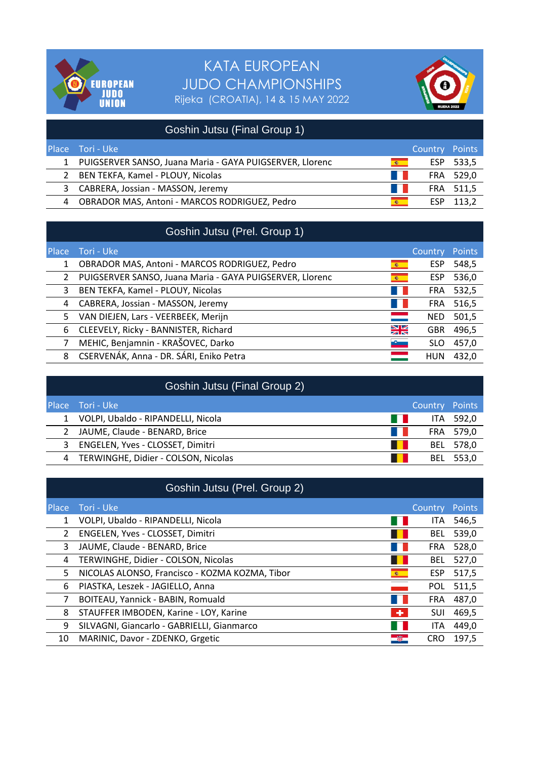# KATA EUROPEAN JUDO CHAMPIONSHIPS

Rijeka (CROATIA), 14 & 15 MAY 2022

## Goshin Jutsu (Final Group 1)

| Place | Tori - Uke | Country | Points |
|---|---|---|---|
| 1 | PUIGSERVER SANSO, Juana Maria - GAYA PUIGSERVER, Llorenc | ESP | 533,5 |
| 2 | BEN TEKFA, Kamel - PLOUY, Nicolas | FRA | 529,0 |
| 3 | CABRERA, Jossian - MASSON, Jeremy | FRA | 511,5 |
| 4 | OBRADOR MAS, Antoni - MARCOS RODRIGUEZ, Pedro | ESP | 113,2 |

## Goshin Jutsu (Prel. Group 1)

| Place | Tori - Uke | Country | Points |
|---|---|---|---|
| 1 | OBRADOR MAS, Antoni - MARCOS RODRIGUEZ, Pedro | ESP | 548,5 |
| 2 | PUIGSERVER SANSO, Juana Maria - GAYA PUIGSERVER, Llorenc | ESP | 536,0 |
| 3 | BEN TEKFA, Kamel - PLOUY, Nicolas | FRA | 532,5 |
| 4 | CABRERA, Jossian - MASSON, Jeremy | FRA | 516,5 |
| 5 | VAN DIEJEN, Lars - VEERBEEK, Merijn | NED | 501,5 |
| 6 | CLEEVELY, Ricky - BANNISTER, Richard | GBR | 496,5 |
| 7 | MEHIC, Benjamnin - KRAŠOVEC, Darko | SLO | 457,0 |
| 8 | CSERVENÁK, Anna - DR. SÁRI, Eniko Petra | HUN | 432,0 |

## Goshin Jutsu (Final Group 2)

| Place | Tori - Uke | Country | Points |
|---|---|---|---|
| 1 | VOLPI, Ubaldo - RIPANDELLI, Nicola | ITA | 592,0 |
| 2 | JAUME, Claude - BENARD, Brice | FRA | 579,0 |
| 3 | ENGELEN, Yves - CLOSSET, Dimitri | BEL | 578,0 |
| 4 | TERWINGHE, Didier - COLSON, Nicolas | BEL | 553,0 |

## Goshin Jutsu (Prel. Group 2)

| Place | Tori - Uke | Country | Points |
|---|---|---|---|
| 1 | VOLPI, Ubaldo - RIPANDELLI, Nicola | ITA | 546,5 |
| 2 | ENGELEN, Yves - CLOSSET, Dimitri | BEL | 539,0 |
| 3 | JAUME, Claude - BENARD, Brice | FRA | 528,0 |
| 4 | TERWINGHE, Didier - COLSON, Nicolas | BEL | 527,0 |
| 5 | NICOLAS ALONSO, Francisco - KOZMA KOZMA, Tibor | ESP | 517,5 |
| 6 | PIASTKA, Leszek - JAGIELLO, Anna | POL | 511,5 |
| 7 | BOITEAU, Yannick - BABIN, Romuald | FRA | 487,0 |
| 8 | STAUFFER IMBODEN, Karine - LOY, Karine | SUI | 469,5 |
| 9 | SILVAGNI, Giancarlo - GABRIELLI, Gianmarco | ITA | 449,0 |
| 10 | MARINIC, Davor - ZDENKO, Grgetic | CRO | 197,5 |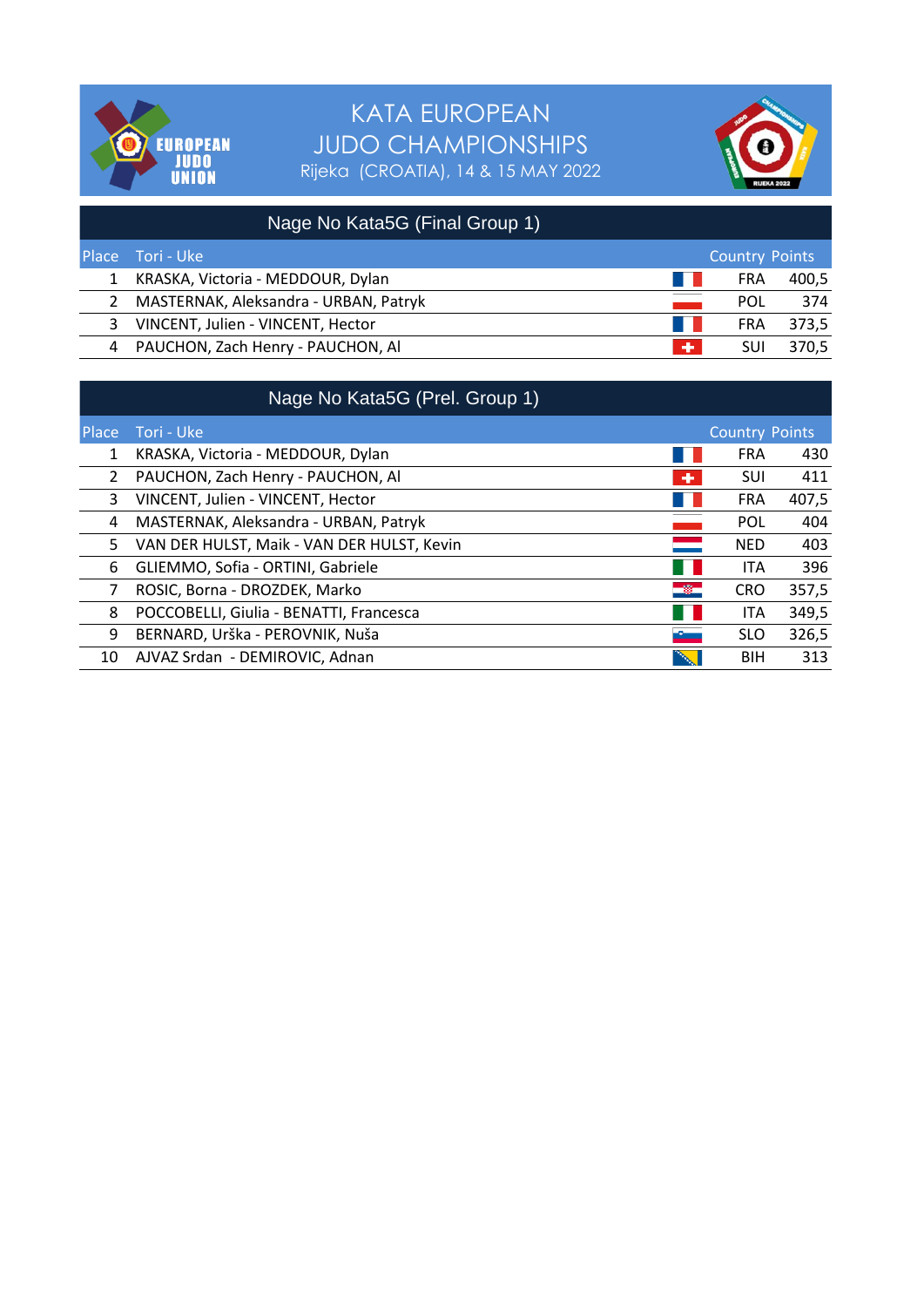# KATA EUROPEAN JUDO CHAMPIONSHIPS

Rijeka (CROATIA), 14 & 15 MAY 2022

## Nage No Kata5G (Final Group 1)

| Place | Tori - Uke | Country | Points |
|---|---|---|---|
| 1 | KRASKA, Victoria - MEDDOUR, Dylan | FRA | 400,5 |
| 2 | MASTERNAK, Aleksandra - URBAN, Patryk | POL | 374 |
| 3 | VINCENT, Julien - VINCENT, Hector | FRA | 373,5 |
| 4 | PAUCHON, Zach Henry - PAUCHON, Al | SUI | 370,5 |

## Nage No Kata5G (Prel. Group 1)

| Place | Tori - Uke | Country | Points |
|---|---|---|---|
| 1 | KRASKA, Victoria - MEDDOUR, Dylan | FRA | 430 |
| 2 | PAUCHON, Zach Henry - PAUCHON, Al | SUI | 411 |
| 3 | VINCENT, Julien - VINCENT, Hector | FRA | 407,5 |
| 4 | MASTERNAK, Aleksandra - URBAN, Patryk | POL | 404 |
| 5 | VAN DER HULST, Maik - VAN DER HULST, Kevin | NED | 403 |
| 6 | GLIEMMO, Sofia - ORTINI, Gabriele | ITA | 396 |
| 7 | ROSIC, Borna - DROZDEK, Marko | CRO | 357,5 |
| 8 | POCCOBELLI, Giulia - BENATTI, Francesca | ITA | 349,5 |
| 9 | BERNARD, Urška - PEROVNIK, Nuša | SLO | 326,5 |
| 10 | AJVAZ Srdan - DEMIROVIC, Adnan | BIH | 313 |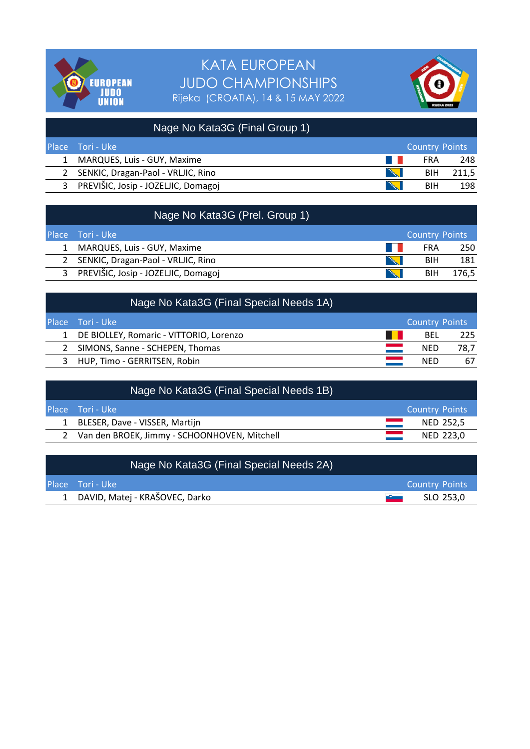# KATA EUROPEAN JUDO CHAMPIONSHIPS

Rijeka (CROATIA), 14 & 15 MAY 2022

## Nage No Kata3G (Final Group 1)

| Place | Tori - Uke | Country | Points |
|---|---|---|---|
| 1 | MARQUES, Luis - GUY, Maxime | FRA | 248 |
| 2 | SENKIC, Dragan-Paol - VRLJIC, Rino | BIH | 211,5 |
| 3 | PREVIŠIC, Josip - JOZELJIC, Domagoj | BIH | 198 |

## Nage No Kata3G (Prel. Group 1)

| Place | Tori - Uke | Country | Points |
|---|---|---|---|
| 1 | MARQUES, Luis - GUY, Maxime | FRA | 250 |
| 2 | SENKIC, Dragan-Paol - VRLJIC, Rino | BIH | 181 |
| 3 | PREVIŠIC, Josip - JOZELJIC, Domagoj | BIH | 176,5 |

## Nage No Kata3G (Final Special Needs 1A)

| Place | Tori - Uke | Country | Points |
|---|---|---|---|
| 1 | DE BIOLLEY, Romaric - VITTORIO, Lorenzo | BEL | 225 |
| 2 | SIMONS, Sanne - SCHEPEN, Thomas | NED | 78,7 |
| 3 | HUP, Timo - GERRITSEN, Robin | NED | 67 |

## Nage No Kata3G (Final Special Needs 1B)

| Place | Tori - Uke | Country | Points |
|---|---|---|---|
| 1 | BLESER, Dave - VISSER, Martijn | NED | 252,5 |
| 2 | Van den BROEK, Jimmy - SCHOONHOVEN, Mitchell | NED | 223,0 |

## Nage No Kata3G (Final Special Needs 2A)

| Place | Tori - Uke | Country | Points |
|---|---|---|---|
| 1 | DAVID, Matej - KRAŠOVEC, Darko | SLO | 253,0 |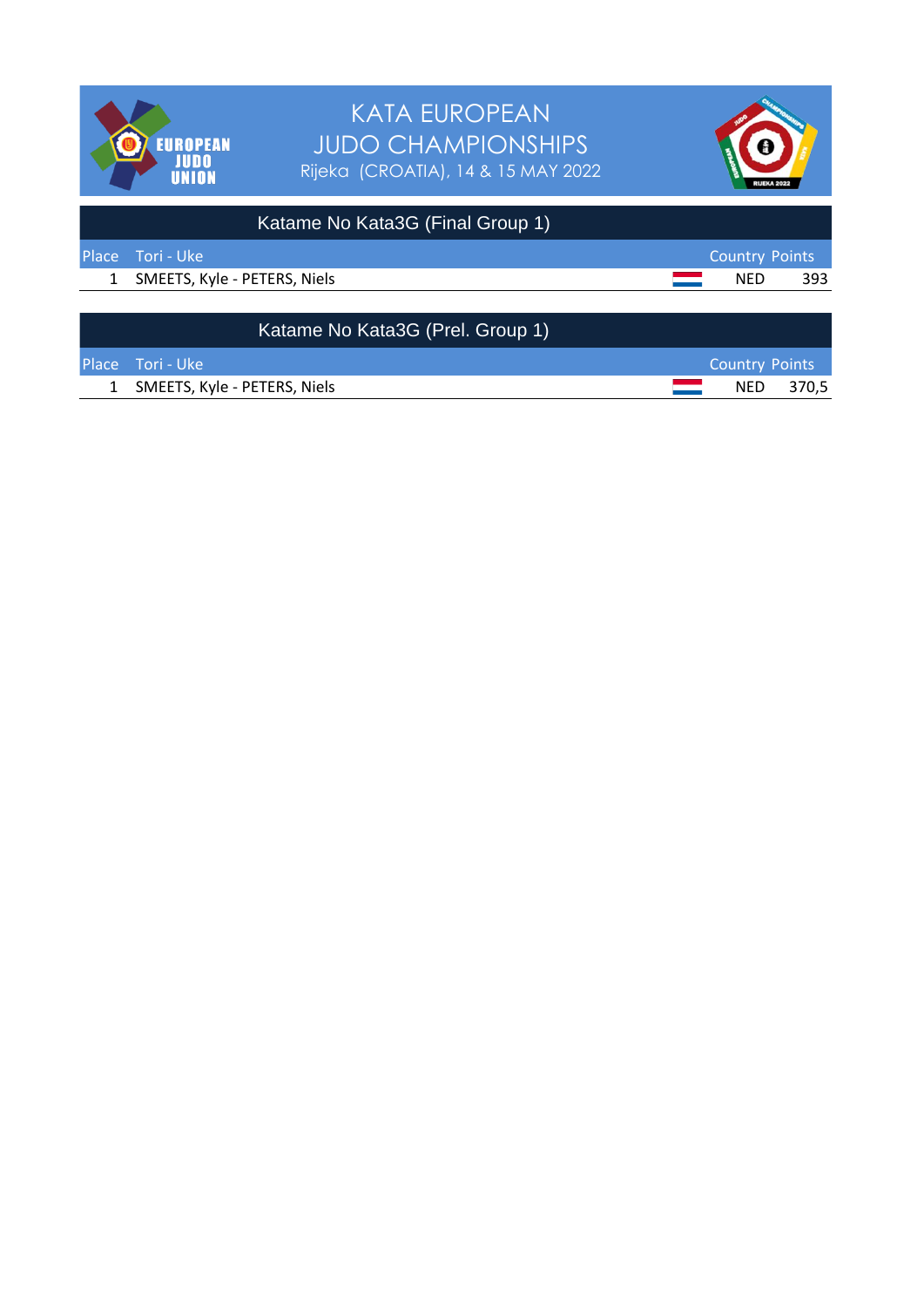# KATA EUROPEAN JUDO CHAMPIONSHIPS

Rijeka (CROATIA), 14 & 15 MAY 2022

## Katame No Kata3G (Final Group 1)

| Place | Tori - Uke | Country | Points |
|---|---|---|---|
| 1 | SMEETS, Kyle - PETERS, Niels | NED | 393 |

## Katame No Kata3G (Prel. Group 1)

| Place | Tori - Uke | Country | Points |
|---|---|---|---|
| 1 | SMEETS, Kyle - PETERS, Niels | NED | 370,5 |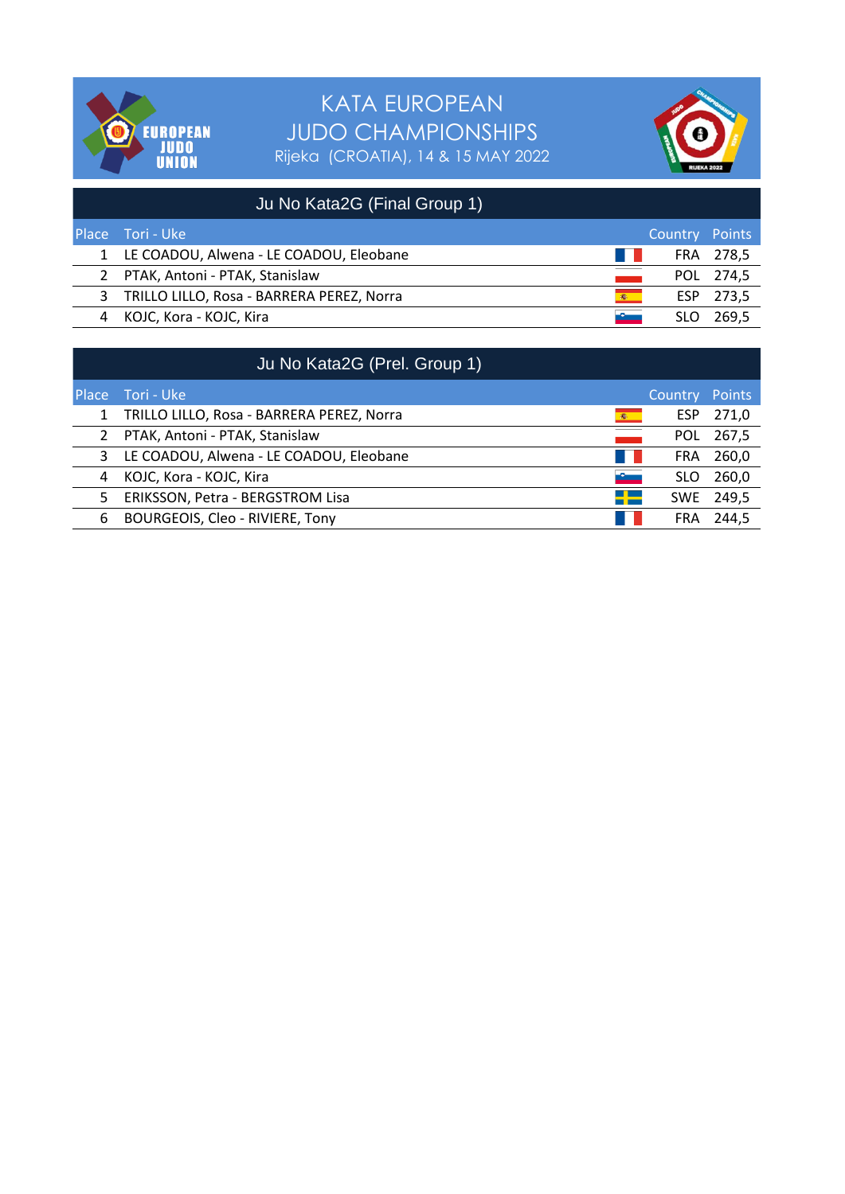# KATA EUROPEAN JUDO CHAMPIONSHIPS

Rijeka (CROATIA), 14 & 15 MAY 2022

## Ju No Kata2G (Final Group 1)

| Place | Tori - Uke | Country | Points |
|---|---|---|---|
| 1 | LE COADOU, Alwena - LE COADOU, Eleobane | FRA | 278,5 |
| 2 | PTAK, Antoni - PTAK, Stanislaw | POL | 274,5 |
| 3 | TRILLO LILLO, Rosa - BARRERA PEREZ, Norra | ESP | 273,5 |
| 4 | KOJC, Kora - KOJC, Kira | SLO | 269,5 |

## Ju No Kata2G (Prel. Group 1)

| Place | Tori - Uke | Country | Points |
|---|---|---|---|
| 1 | TRILLO LILLO, Rosa - BARRERA PEREZ, Norra | ESP | 271,0 |
| 2 | PTAK, Antoni - PTAK, Stanislaw | POL | 267,5 |
| 3 | LE COADOU, Alwena - LE COADOU, Eleobane | FRA | 260,0 |
| 4 | KOJC, Kora - KOJC, Kira | SLO | 260,0 |
| 5 | ERIKSSON, Petra - BERGSTROM Lisa | SWE | 249,5 |
| 6 | BOURGEOIS, Cleo - RIVIERE, Tony | FRA | 244,5 |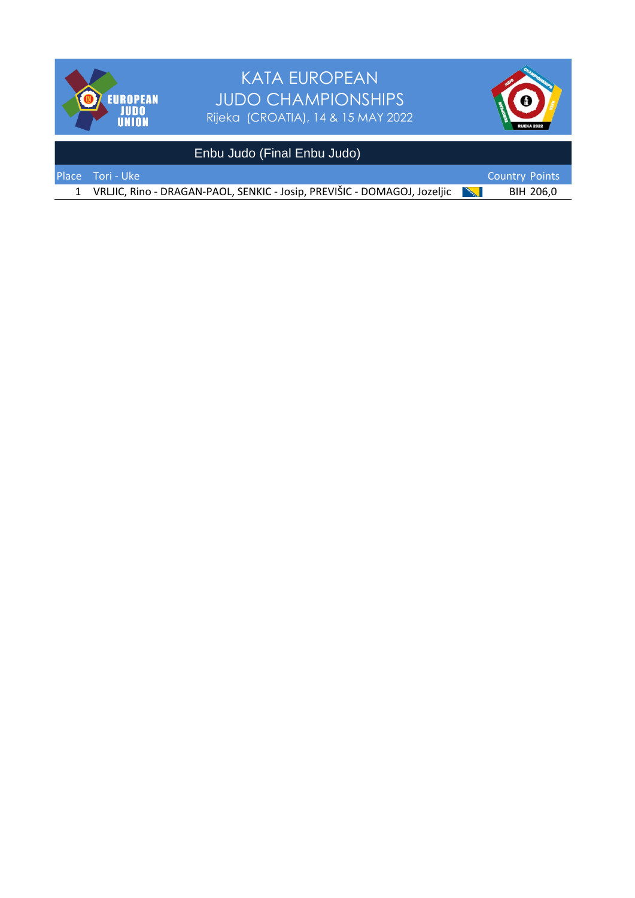# KATA EUROPEAN JUDO CHAMPIONSHIPS

Rijeka (CROATIA), 14 & 15 MAY 2022

## Enbu Judo (Final Enbu Judo)

| Place | Tori - Uke | Country | Points |
| --- | --- | --- | --- |
| 1 | VRLJIC, Rino - DRAGAN-PAOL, SENKIC - Josip, PREVIŠIC - DOMAGOJ, Jozeljic | BIH | 206,0 |